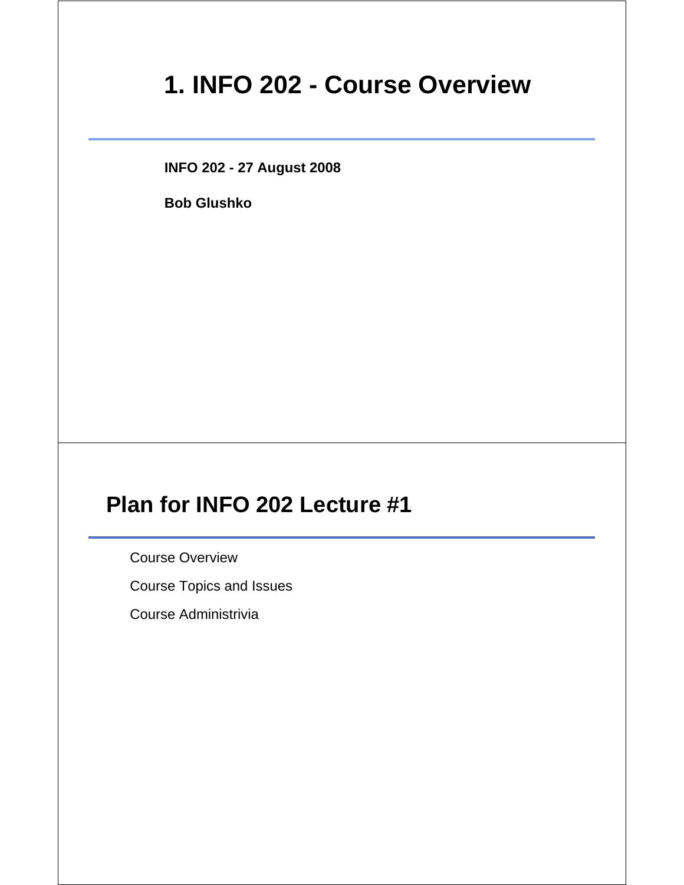# 1. INFO 202 - Course Overview

**INFO 202 - 27 August 2008**

**Bob Glushko**

# Plan for INFO 202 Lecture #1

- Course Overview
- Course Topics and Issues
- Course Administrivia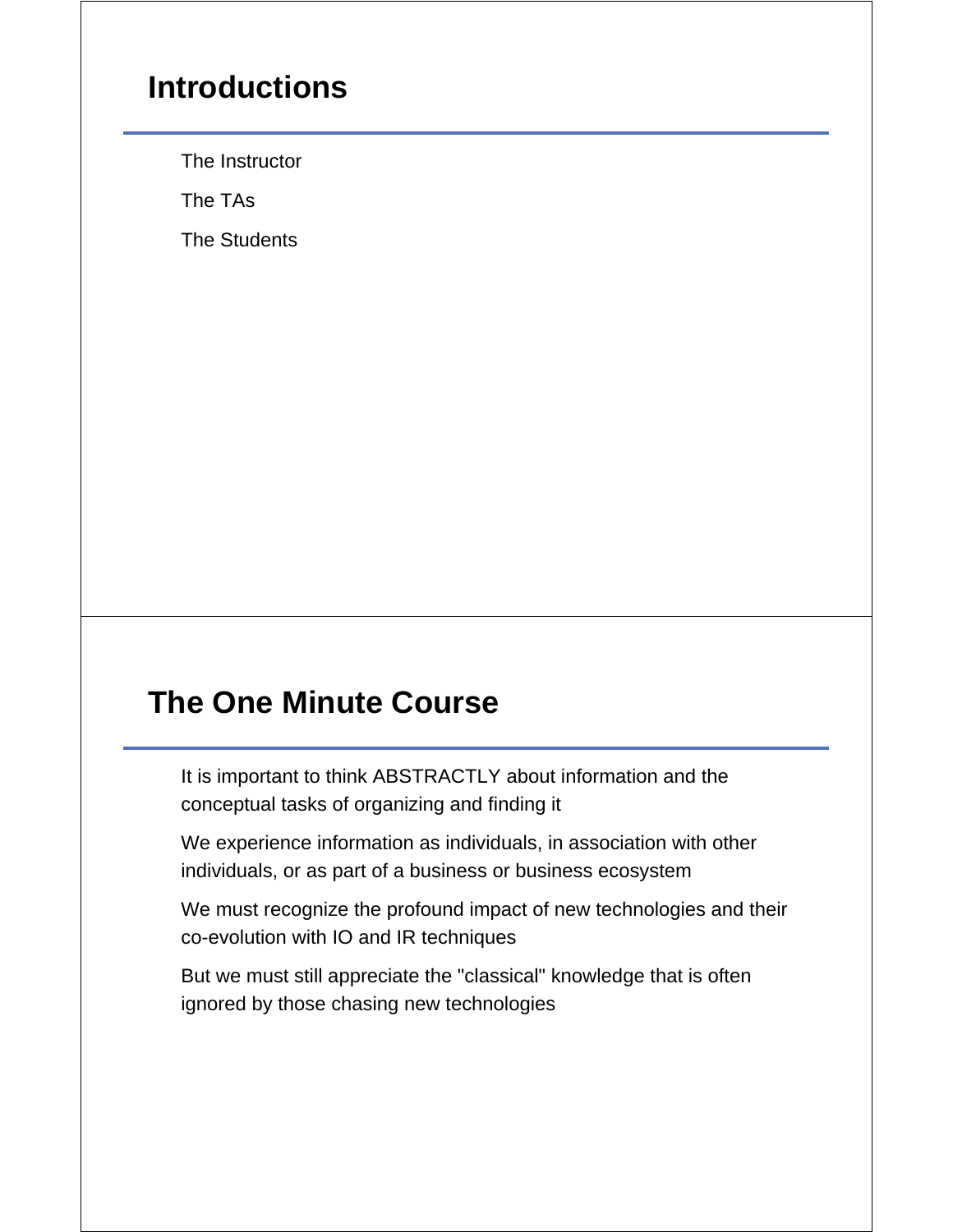## Introductions

The Instructor

The TAs

The Students

## The One Minute Course

It is important to think ABSTRACTLY about information and the conceptual tasks of organizing and finding it

We experience information as individuals, in association with other individuals, or as part of a business or business ecosystem

We must recognize the profound impact of new technologies and their co-evolution with IO and IR techniques

But we must still appreciate the "classical" knowledge that is often ignored by those chasing new technologies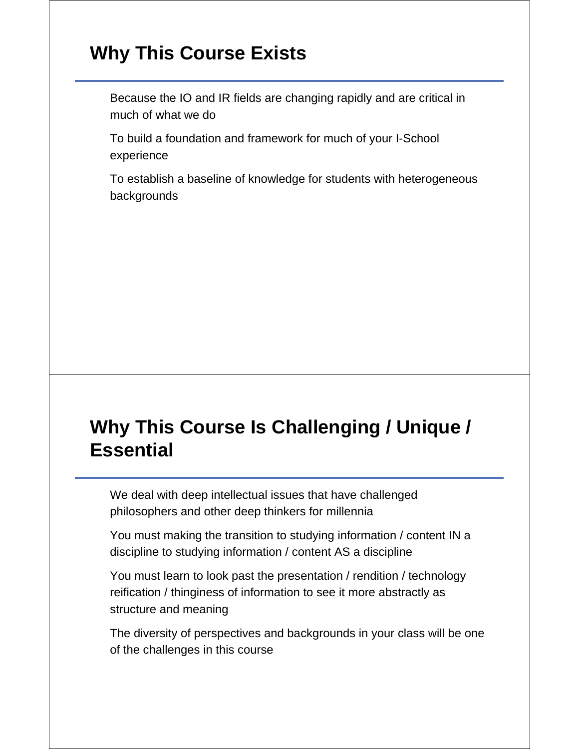## Why This Course Exists

- Because the IO and IR fields are changing rapidly and are critical in much of what we do
- To build a foundation and framework for much of your I-School experience
- To establish a baseline of knowledge for students with heterogeneous backgrounds

## Why This Course Is Challenging / Unique / Essential

- We deal with deep intellectual issues that have challenged philosophers and other deep thinkers for millennia
- You must making the transition to studying information / content IN a discipline to studying information / content AS a discipline
- You must learn to look past the presentation / rendition / technology reification / thinginess of information to see it more abstractly as structure and meaning
- The diversity of perspectives and backgrounds in your class will be one of the challenges in this course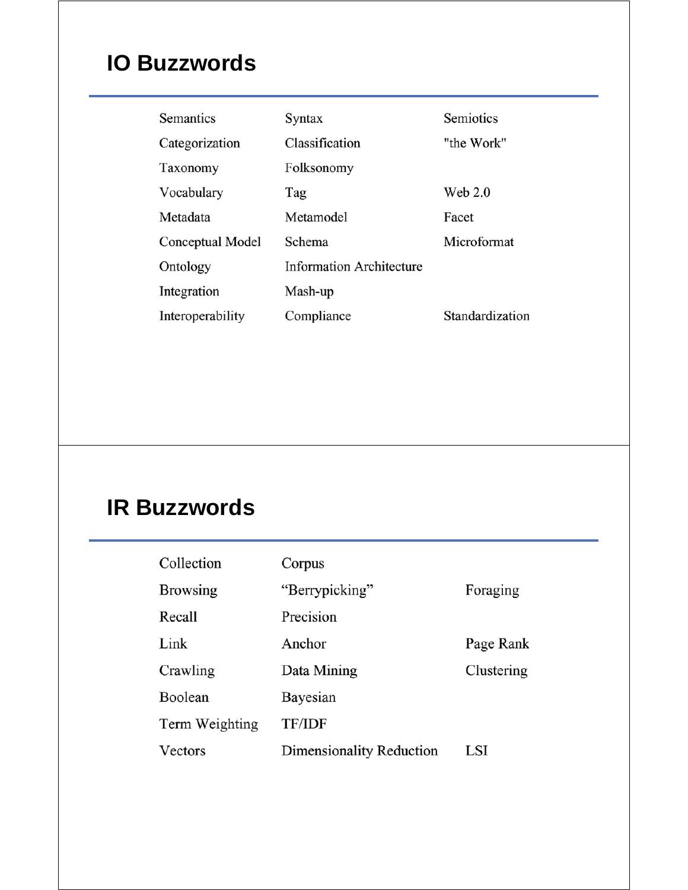## IO Buzzwords

| | | |
|---|---|---|
| Semantics | Syntax | Semiotics |
| Categorization | Classification | "the Work" |
| Taxonomy | Folksonomy | |
| Vocabulary | Tag | Web 2.0 |
| Metadata | Metamodel | Facet |
| Conceptual Model | Schema | Microformat |
| Ontology | Information Architecture | |
| Integration | Mash-up | |
| Interoperability | Compliance | Standardization |

## IR Buzzwords

| | | |
|---|---|---|
| Collection | Corpus | |
| Browsing | "Berrypicking" | Foraging |
| Recall | Precision | |
| Link | Anchor | Page Rank |
| Crawling | Data Mining | Clustering |
| Boolean | Bayesian | |
| Term Weighting | TF/IDF | |
| Vectors | Dimensionality Reduction | LSI |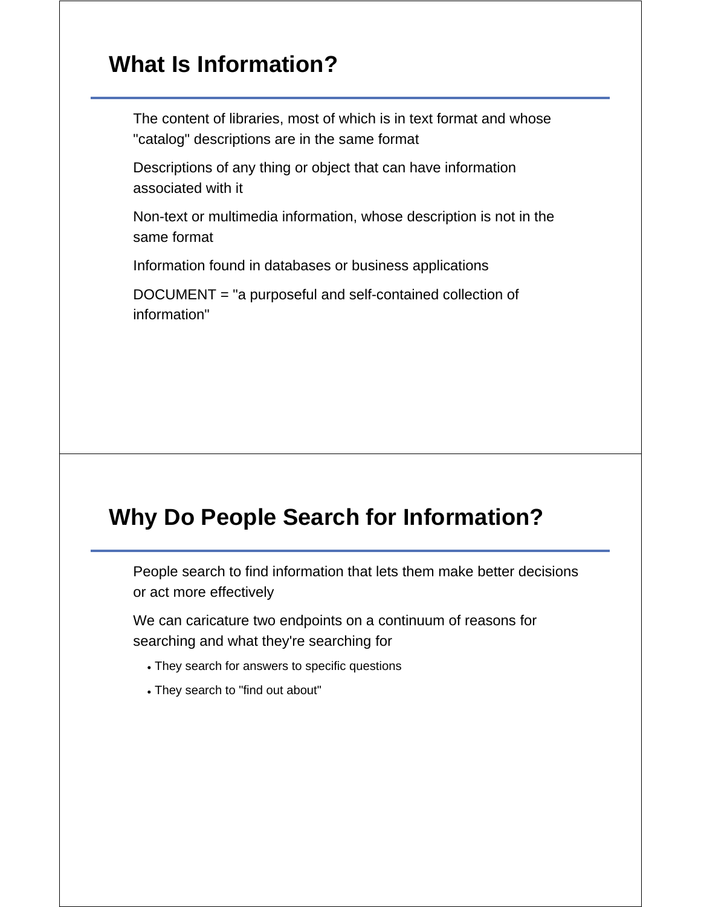## What Is Information?

The content of libraries, most of which is in text format and whose "catalog" descriptions are in the same format

Descriptions of any thing or object that can have information associated with it

Non-text or multimedia information, whose description is not in the same format

Information found in databases or business applications

DOCUMENT = "a purposeful and self-contained collection of information"

## Why Do People Search for Information?

People search to find information that lets them make better decisions or act more effectively

We can caricature two endpoints on a continuum of reasons for searching and what they're searching for

- They search for answers to specific questions
- They search to "find out about"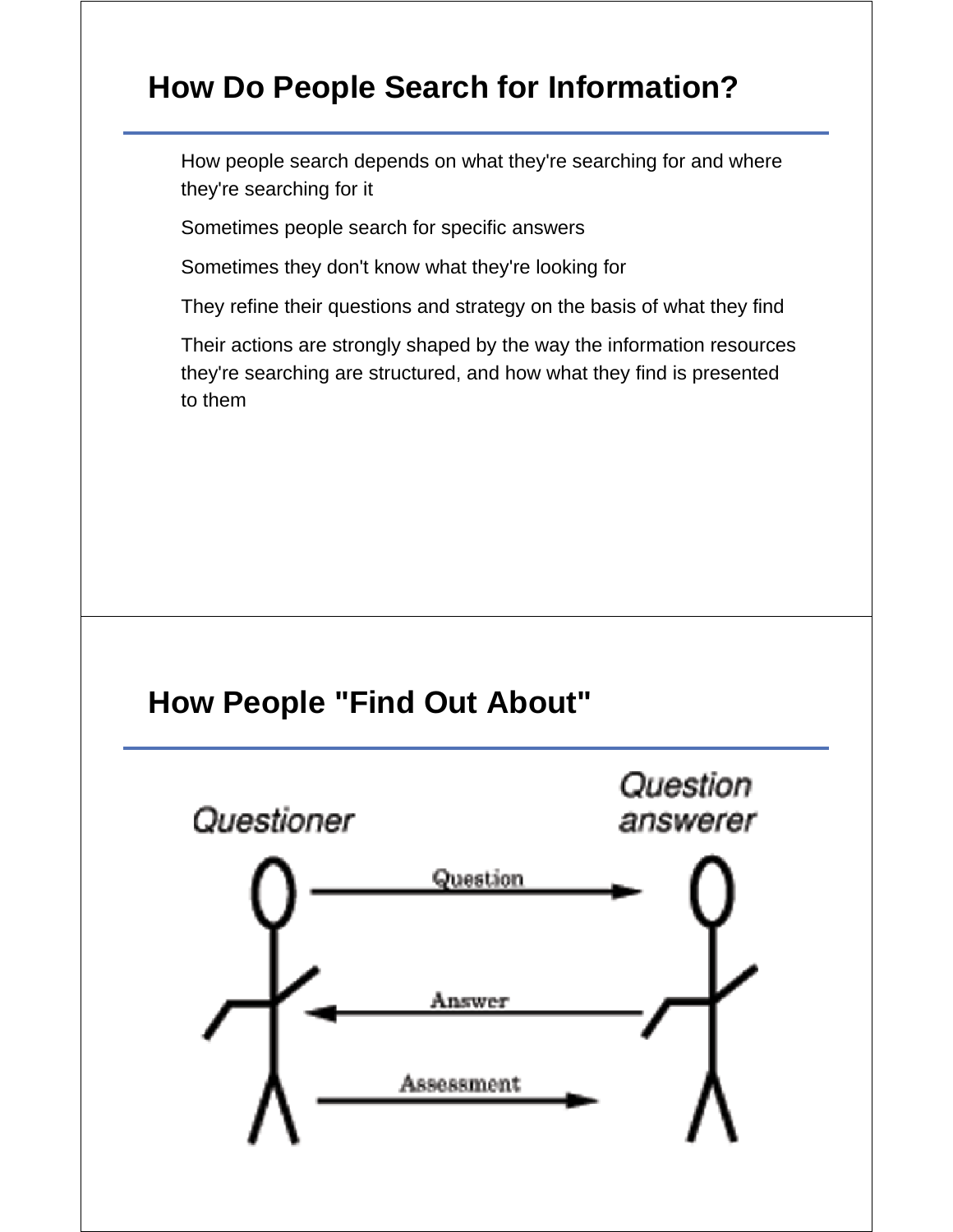## How Do People Search for Information?

How people search depends on what they're searching for and where they're searching for it

Sometimes people search for specific answers

Sometimes they don't know what they're looking for

They refine their questions and strategy on the basis of what they find

Their actions are strongly shaped by the way the information resources they're searching are structured, and how what they find is presented to them

## How People "Find Out About"

Questioner

Question answerer

Question

Answer

Assessment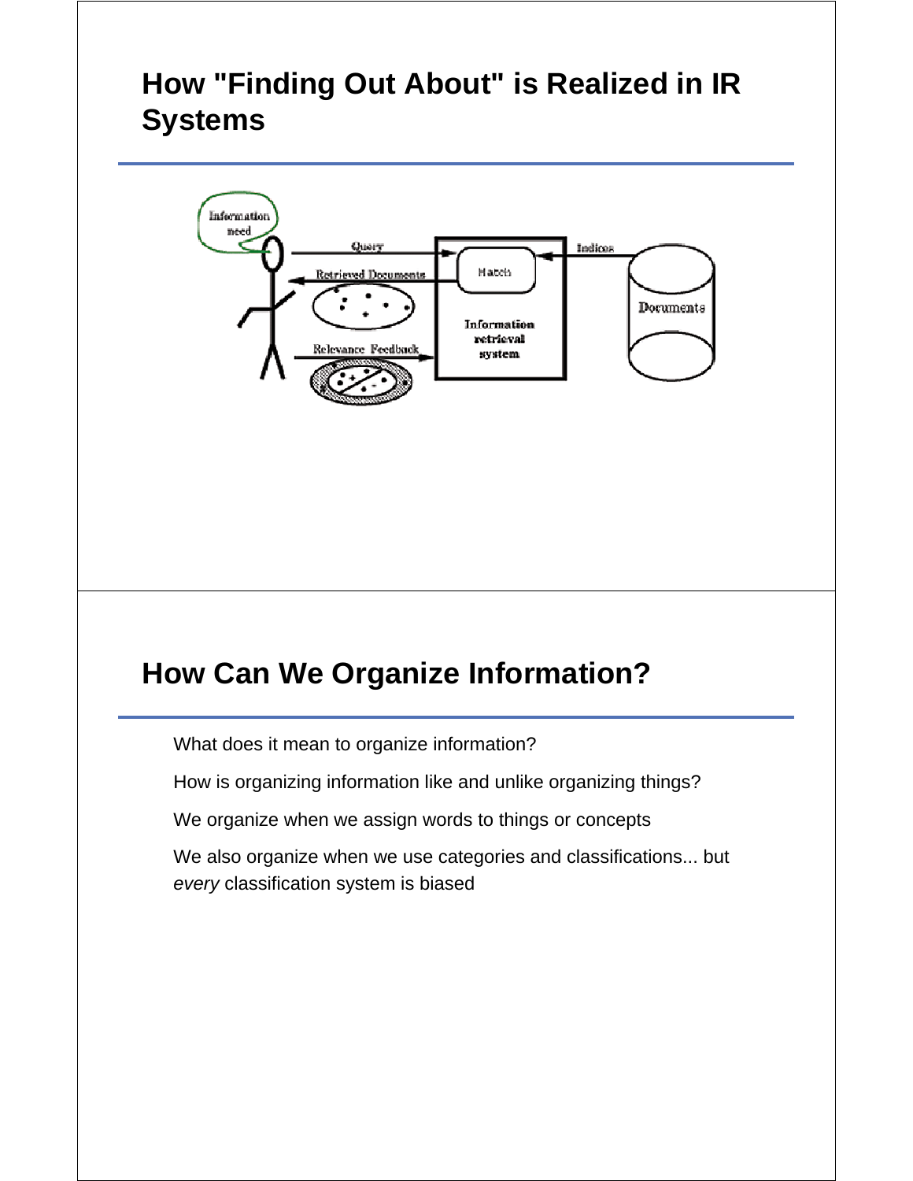## How "Finding Out About" is Realized in IR Systems

## How Can We Organize Information?

What does it mean to organize information?

How is organizing information like and unlike organizing things?

We organize when we assign words to things or concepts

We also organize when we use categories and classifications... but *every* classification system is biased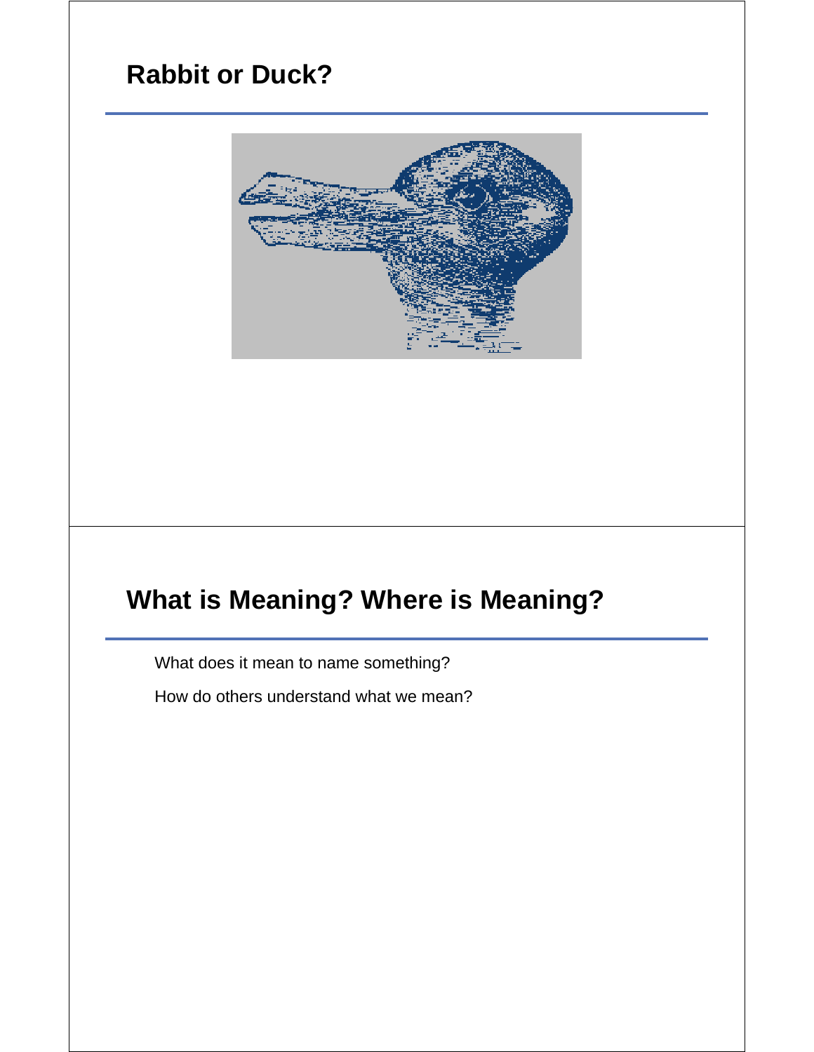# Rabbit or Duck?

# What is Meaning? Where is Meaning?

What does it mean to name something?

How do others understand what we mean?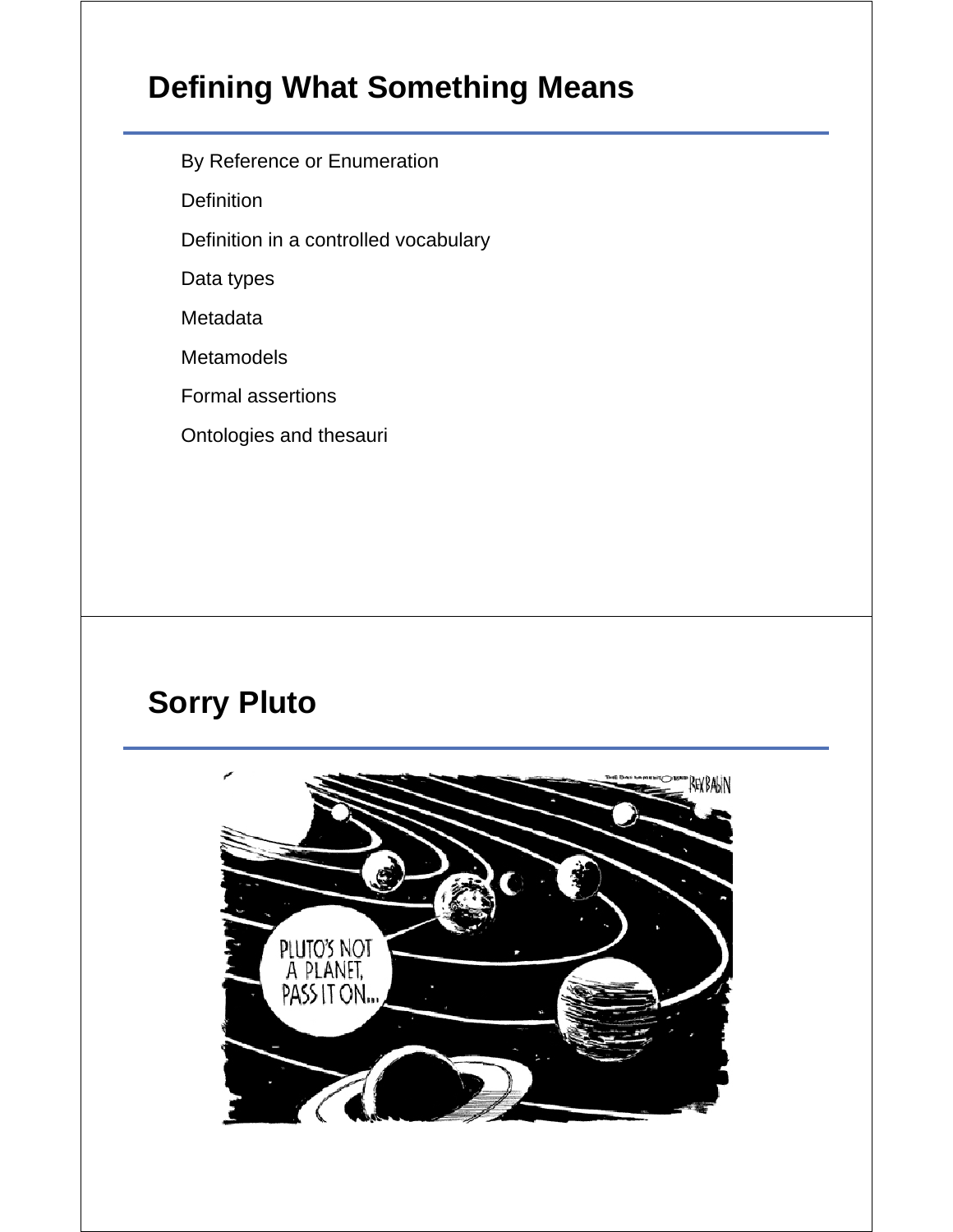## Defining What Something Means

- By Reference or Enumeration
- Definition
- Definition in a controlled vocabulary
- Data types
- Metadata
- Metamodels
- Formal assertions
- Ontologies and thesauri

## Sorry Pluto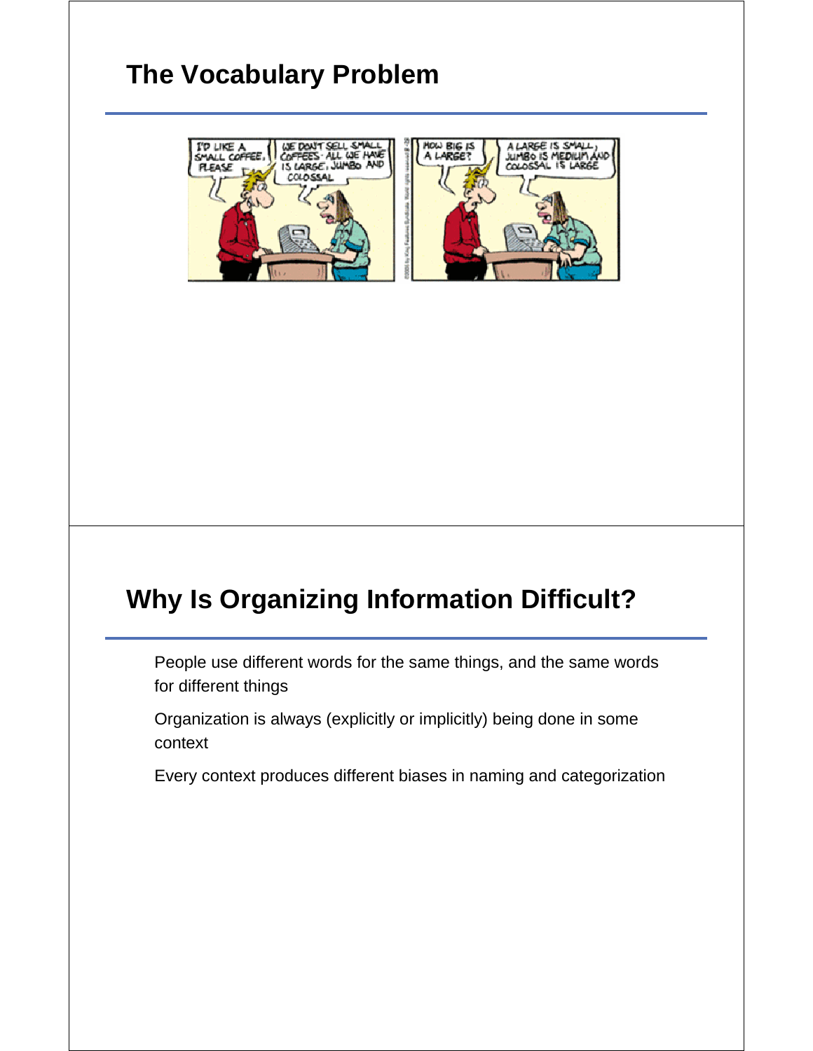## The Vocabulary Problem

## Why Is Organizing Information Difficult?

People use different words for the same things, and the same words for different things

Organization is always (explicitly or implicitly) being done in some context

Every context produces different biases in naming and categorization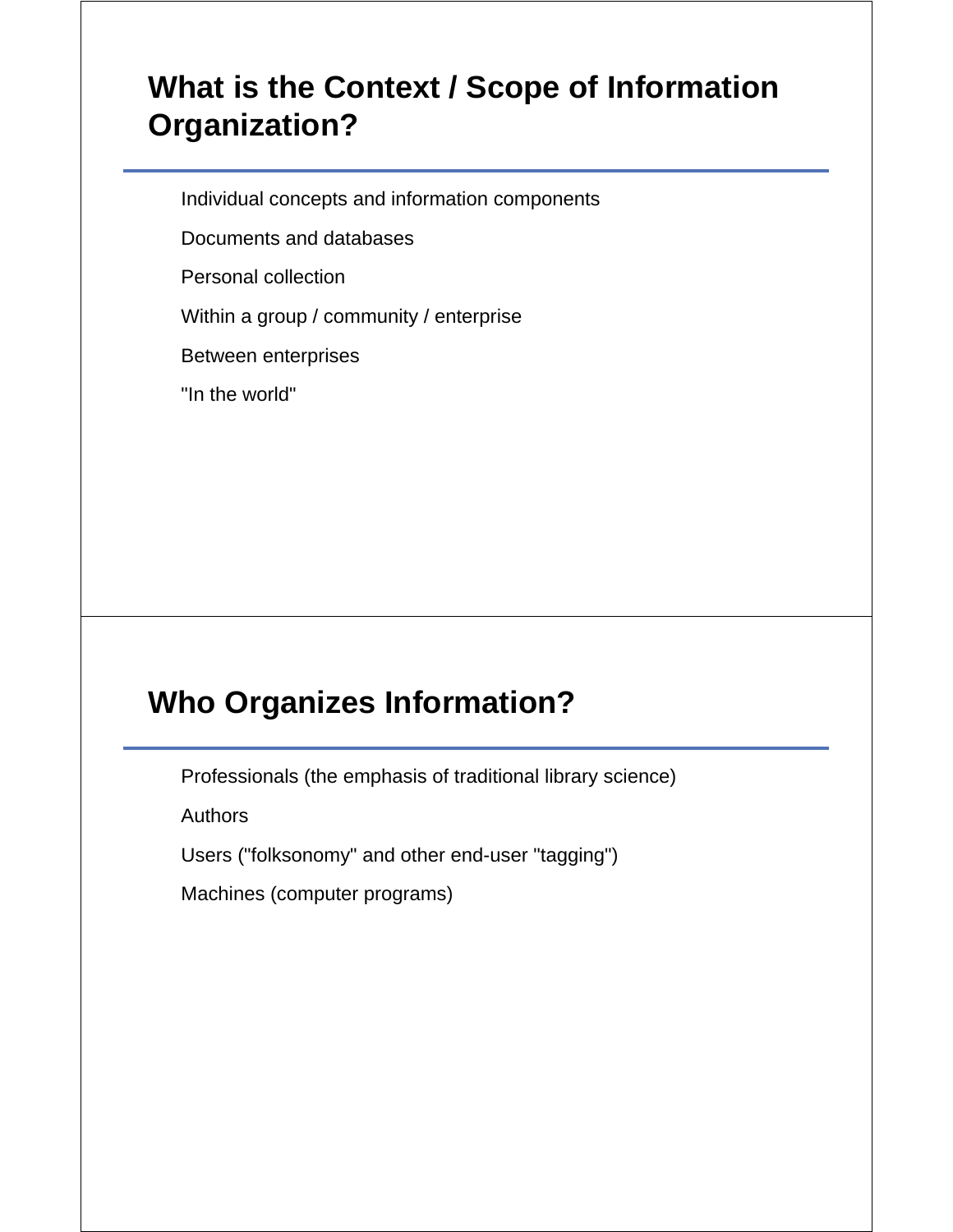## What is the Context / Scope of Information Organization?

- Individual concepts and information components
- Documents and databases
- Personal collection
- Within a group / community / enterprise
- Between enterprises
- "In the world"

## Who Organizes Information?

- Professionals (the emphasis of traditional library science)
- Authors
- Users ("folksonomy" and other end-user "tagging")
- Machines (computer programs)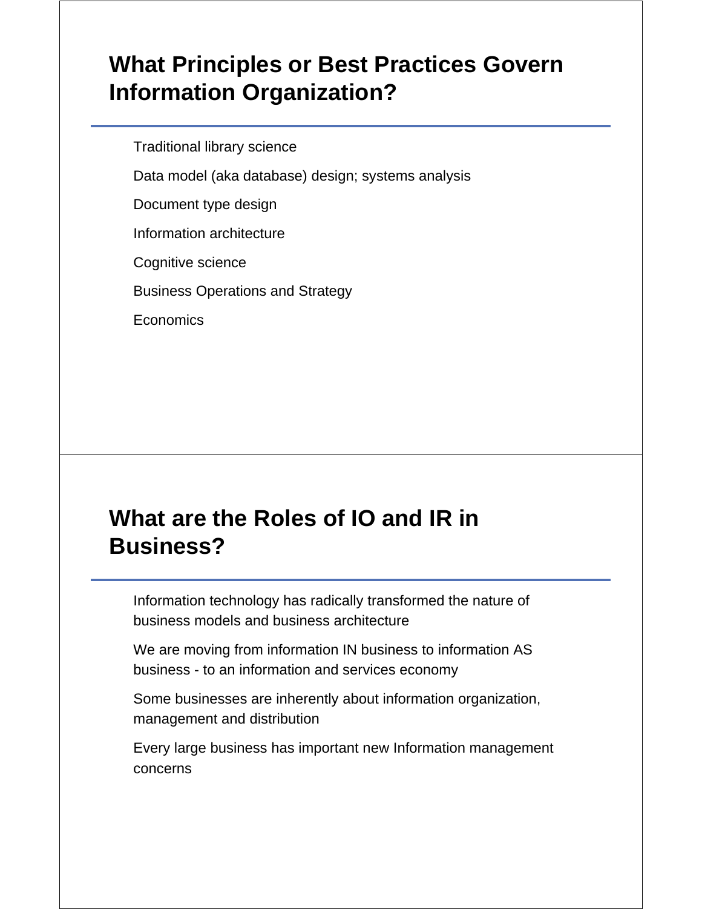## What Principles or Best Practices Govern Information Organization?

- Traditional library science
- Data model (aka database) design; systems analysis
- Document type design
- Information architecture
- Cognitive science
- Business Operations and Strategy
- Economics

## What are the Roles of IO and IR in Business?

- Information technology has radically transformed the nature of business models and business architecture
- We are moving from information IN business to information AS business - to an information and services economy
- Some businesses are inherently about information organization, management and distribution
- Every large business has important new Information management concerns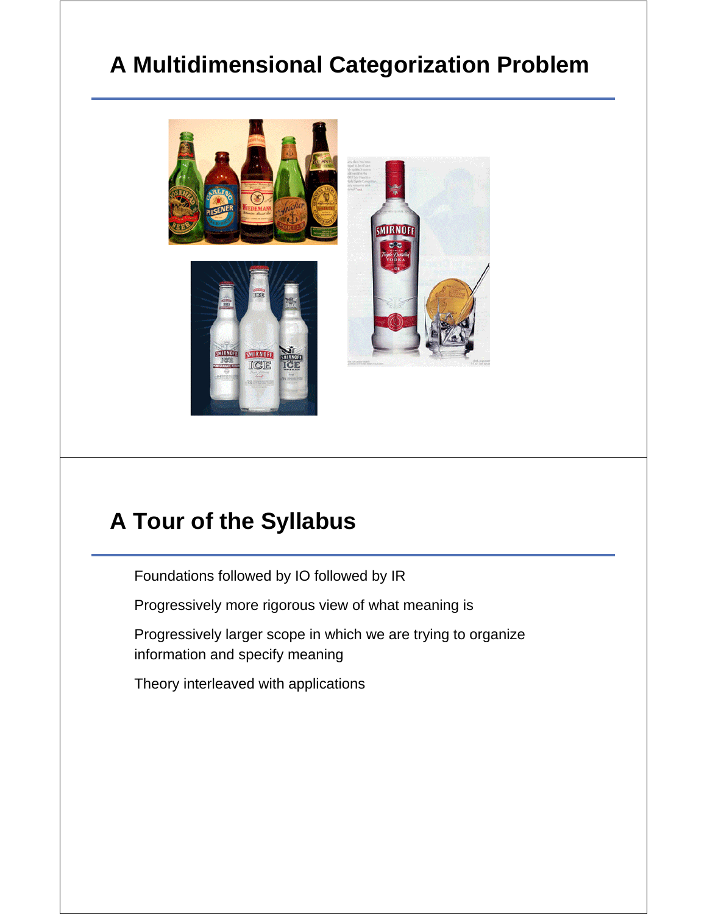## A Multidimensional Categorization Problem

## A Tour of the Syllabus

Foundations followed by IO followed by IR

Progressively more rigorous view of what meaning is

Progressively larger scope in which we are trying to organize information and specify meaning

Theory interleaved with applications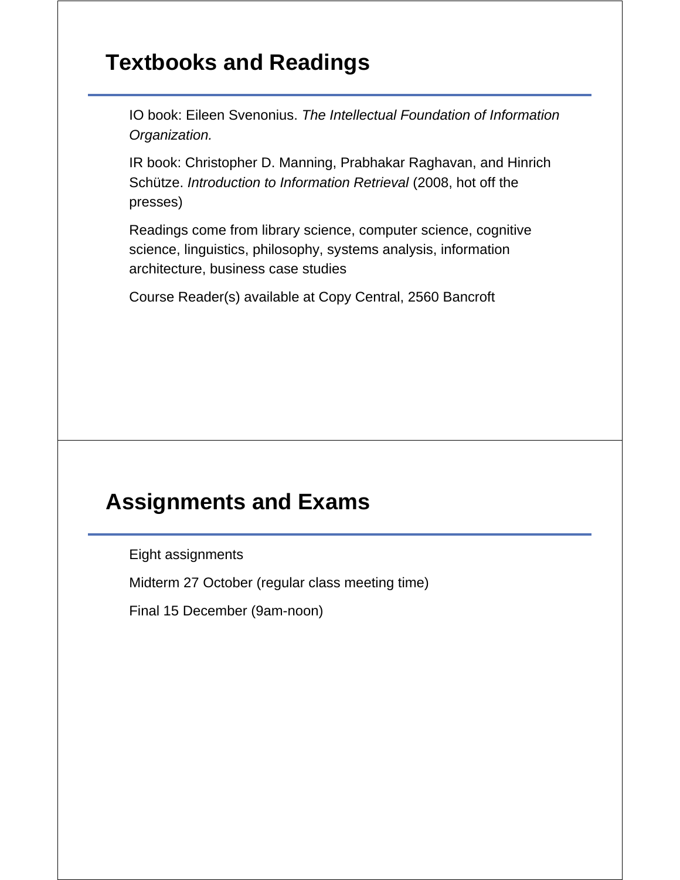## Textbooks and Readings

IO book: Eileen Svenonius. *The Intellectual Foundation of Information Organization.*

IR book: Christopher D. Manning, Prabhakar Raghavan, and Hinrich Schütze. *Introduction to Information Retrieval* (2008, hot off the presses)

Readings come from library science, computer science, cognitive science, linguistics, philosophy, systems analysis, information architecture, business case studies

Course Reader(s) available at Copy Central, 2560 Bancroft

## Assignments and Exams

Eight assignments

Midterm 27 October (regular class meeting time)

Final 15 December (9am-noon)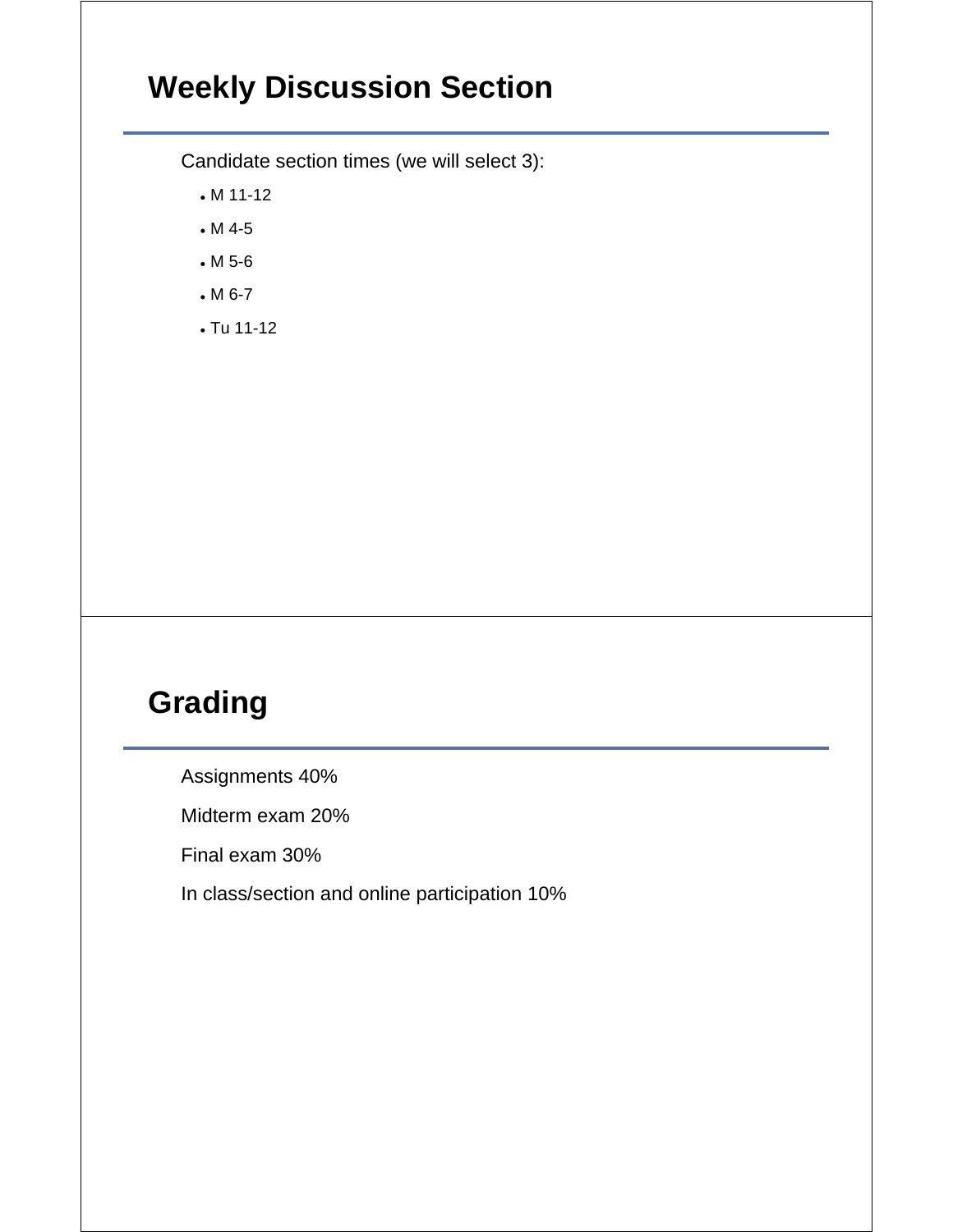## Weekly Discussion Section

Candidate section times (we will select 3):

- M 11-12
- M 4-5
- M 5-6
- M 6-7
- Tu 11-12

## Grading

Assignments 40%

Midterm exam 20%

Final exam 30%

In class/section and online participation 10%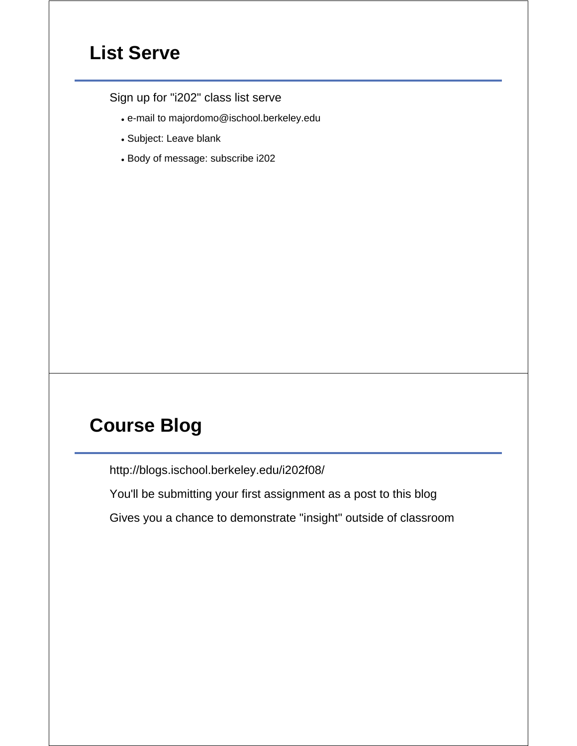## List Serve

Sign up for "i202" class list serve

- e-mail to majordomo@ischool.berkeley.edu
- Subject: Leave blank
- Body of message: subscribe i202

## Course Blog

http://blogs.ischool.berkeley.edu/i202f08/

You'll be submitting your first assignment as a post to this blog

Gives you a chance to demonstrate "insight" outside of classroom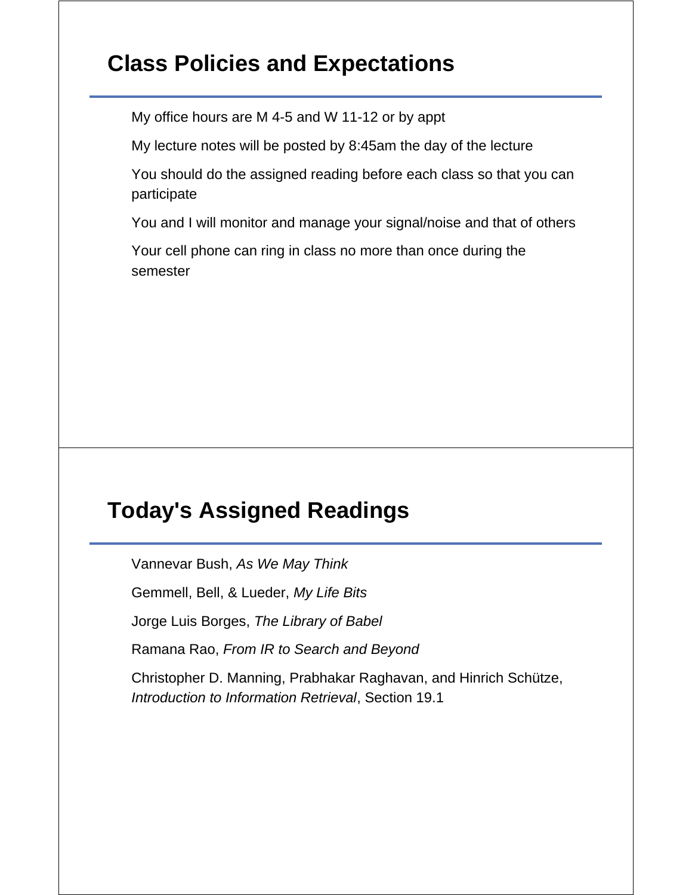## Class Policies and Expectations

My office hours are M 4-5 and W 11-12 or by appt

My lecture notes will be posted by 8:45am the day of the lecture

You should do the assigned reading before each class so that you can participate

You and I will monitor and manage your signal/noise and that of others

Your cell phone can ring in class no more than once during the semester

## Today's Assigned Readings

Vannevar Bush, *As We May Think*

Gemmell, Bell, & Lueder, *My Life Bits*

Jorge Luis Borges, *The Library of Babel*

Ramana Rao, *From IR to Search and Beyond*

Christopher D. Manning, Prabhakar Raghavan, and Hinrich Schütze, *Introduction to Information Retrieval*, Section 19.1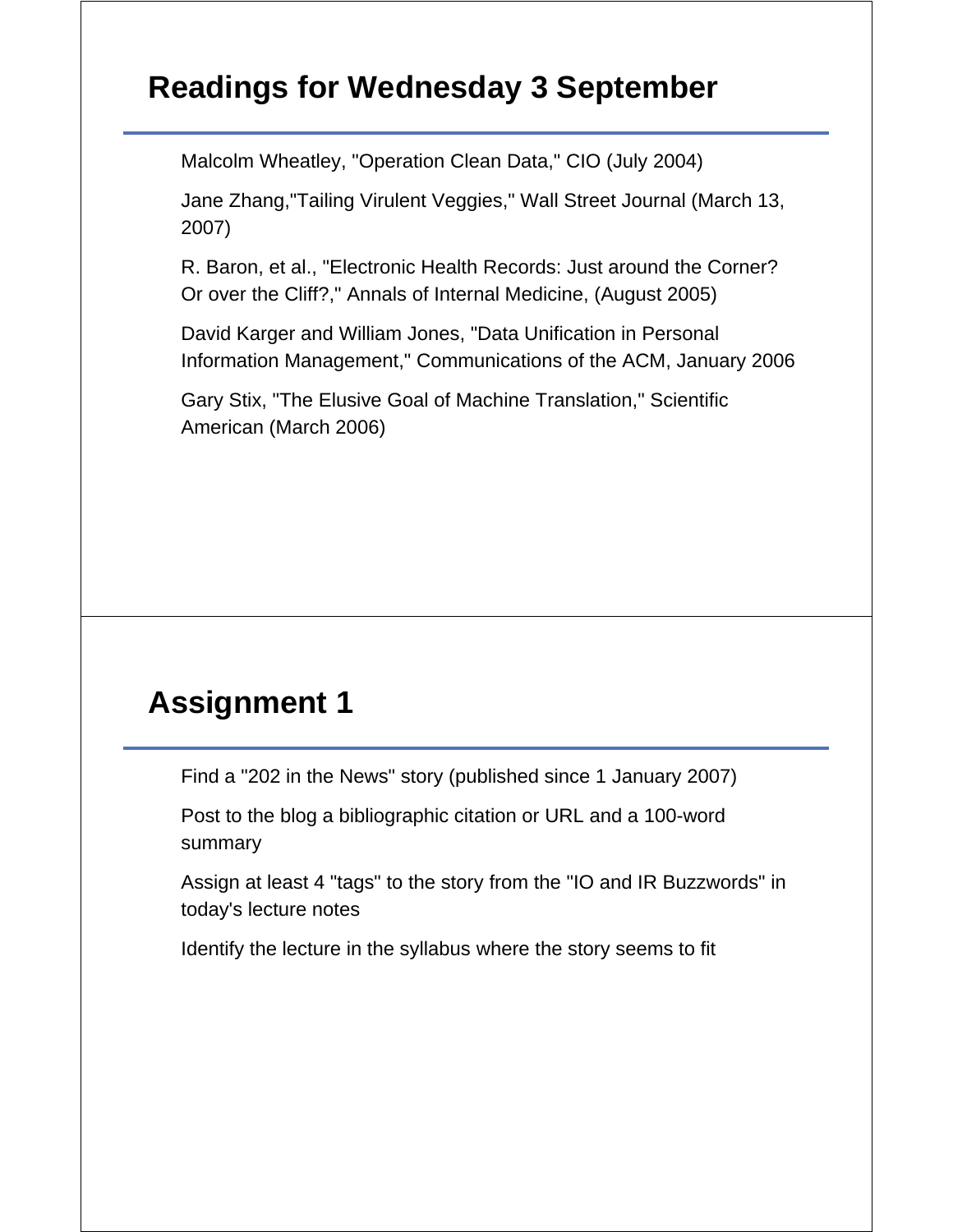## Readings for Wednesday 3 September

Malcolm Wheatley, "Operation Clean Data," CIO (July 2004)

Jane Zhang,"Tailing Virulent Veggies," Wall Street Journal (March 13, 2007)

R. Baron, et al., "Electronic Health Records: Just around the Corner? Or over the Cliff?," Annals of Internal Medicine, (August 2005)

David Karger and William Jones, "Data Unification in Personal Information Management," Communications of the ACM, January 2006

Gary Stix, "The Elusive Goal of Machine Translation," Scientific American (March 2006)

## Assignment 1

Find a "202 in the News" story (published since 1 January 2007)

Post to the blog a bibliographic citation or URL and a 100-word summary

Assign at least 4 "tags" to the story from the "IO and IR Buzzwords" in today's lecture notes

Identify the lecture in the syllabus where the story seems to fit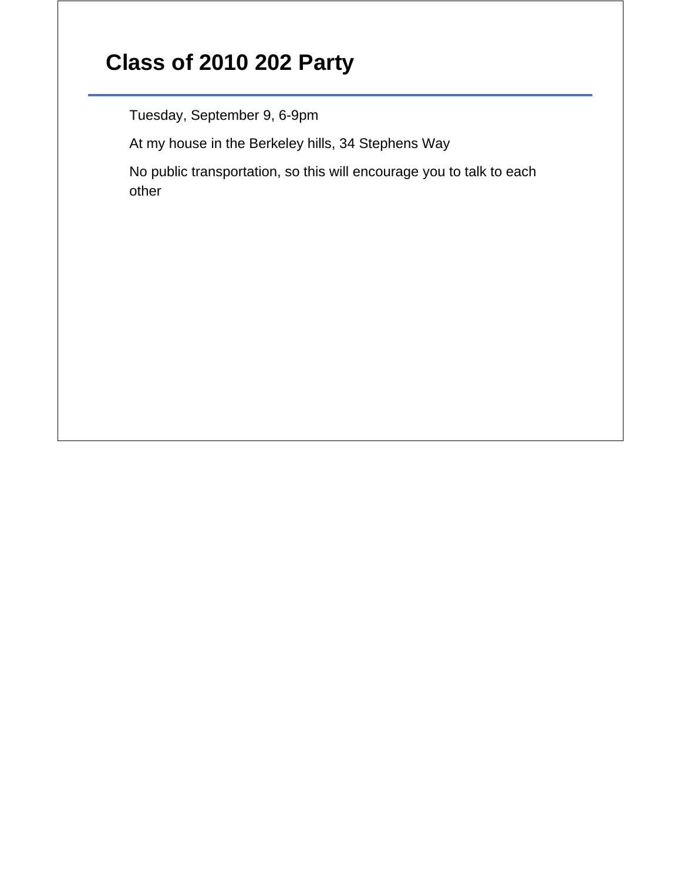## Class of 2010 202 Party

Tuesday, September 9, 6-9pm

At my house in the Berkeley hills, 34 Stephens Way

No public transportation, so this will encourage you to talk to each other